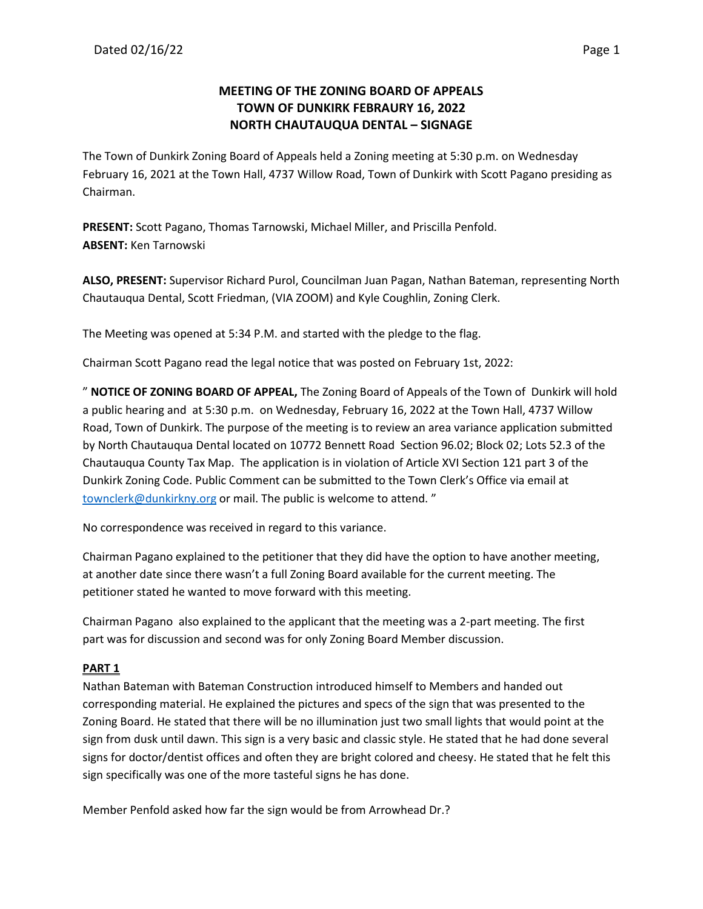# MEETING OF THE ZONING BOARD OF APPEALS
# TOWN OF DUNKIRK FEBRAURY 16, 2022
# NORTH CHAUTAUQUA DENTAL – SIGNAGE

The Town of Dunkirk Zoning Board of Appeals held a Zoning meeting at 5:30 p.m. on Wednesday February 16, 2021 at the Town Hall, 4737 Willow Road, Town of Dunkirk with Scott Pagano presiding as Chairman.

**PRESENT:** Scott Pagano, Thomas Tarnowski, Michael Miller, and Priscilla Penfold.
**ABSENT:** Ken Tarnowski

**ALSO, PRESENT:** Supervisor Richard Purol, Councilman Juan Pagan, Nathan Bateman, representing North Chautauqua Dental, Scott Friedman, (VIA ZOOM) and Kyle Coughlin, Zoning Clerk.

The Meeting was opened at 5:34 P.M. and started with the pledge to the flag.

Chairman Scott Pagano read the legal notice that was posted on February 1st, 2022:

" **NOTICE OF ZONING BOARD OF APPEAL,** The Zoning Board of Appeals of the Town of Dunkirk will hold a public hearing and at 5:30 p.m. on Wednesday, February 16, 2022 at the Town Hall, 4737 Willow Road, Town of Dunkirk. The purpose of the meeting is to review an area variance application submitted by North Chautauqua Dental located on 10772 Bennett Road Section 96.02; Block 02; Lots 52.3 of the Chautauqua County Tax Map. The application is in violation of Article XVI Section 121 part 3 of the Dunkirk Zoning Code. Public Comment can be submitted to the Town Clerk's Office via email at townclerk@dunkirkny.org or mail. The public is welcome to attend. "

No correspondence was received in regard to this variance.

Chairman Pagano explained to the petitioner that they did have the option to have another meeting, at another date since there wasn't a full Zoning Board available for the current meeting. The petitioner stated he wanted to move forward with this meeting.

Chairman Pagano also explained to the applicant that the meeting was a 2-part meeting. The first part was for discussion and second was for only Zoning Board Member discussion.

## PART 1

Nathan Bateman with Bateman Construction introduced himself to Members and handed out corresponding material. He explained the pictures and specs of the sign that was presented to the Zoning Board. He stated that there will be no illumination just two small lights that would point at the sign from dusk until dawn. This sign is a very basic and classic style. He stated that he had done several signs for doctor/dentist offices and often they are bright colored and cheesy. He stated that he felt this sign specifically was one of the more tasteful signs he has done.

Member Penfold asked how far the sign would be from Arrowhead Dr.?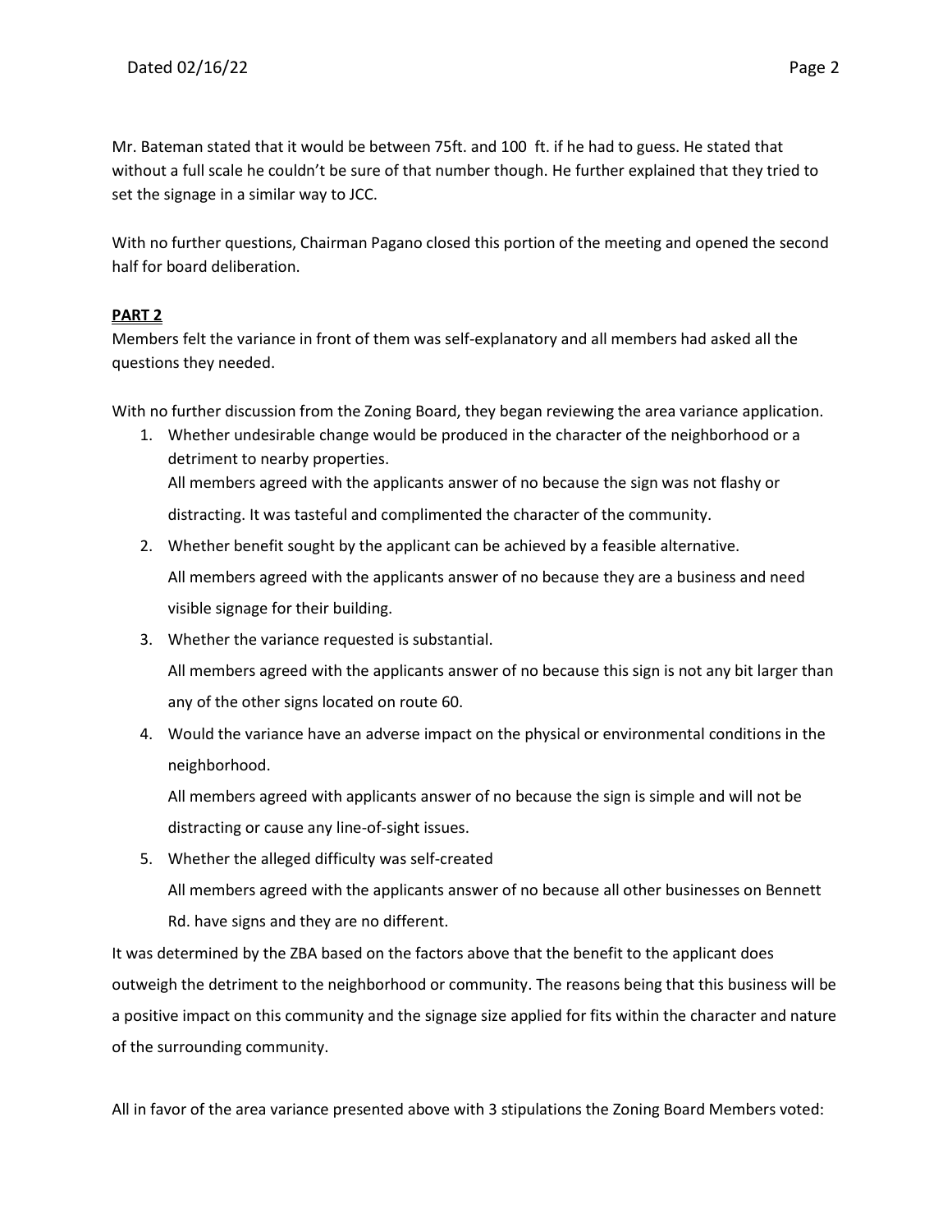Mr. Bateman stated that it would be between 75ft. and 100 ft. if he had to guess. He stated that without a full scale he couldn't be sure of that number though. He further explained that they tried to set the signage in a similar way to JCC.

With no further questions, Chairman Pagano closed this portion of the meeting and opened the second half for board deliberation.

**PART 2**

Members felt the variance in front of them was self-explanatory and all members had asked all the questions they needed.

With no further discussion from the Zoning Board, they began reviewing the area variance application.

1. Whether undesirable change would be produced in the character of the neighborhood or a detriment to nearby properties.
   All members agreed with the applicants answer of no because the sign was not flashy or distracting. It was tasteful and complimented the character of the community.
2. Whether benefit sought by the applicant can be achieved by a feasible alternative.
   All members agreed with the applicants answer of no because they are a business and need visible signage for their building.
3. Whether the variance requested is substantial.
   All members agreed with the applicants answer of no because this sign is not any bit larger than any of the other signs located on route 60.
4. Would the variance have an adverse impact on the physical or environmental conditions in the neighborhood.
   All members agreed with applicants answer of no because the sign is simple and will not be distracting or cause any line-of-sight issues.
5. Whether the alleged difficulty was self-created
   All members agreed with the applicants answer of no because all other businesses on Bennett Rd. have signs and they are no different.

It was determined by the ZBA based on the factors above that the benefit to the applicant does outweigh the detriment to the neighborhood or community. The reasons being that this business will be a positive impact on this community and the signage size applied for fits within the character and nature of the surrounding community.

All in favor of the area variance presented above with 3 stipulations the Zoning Board Members voted: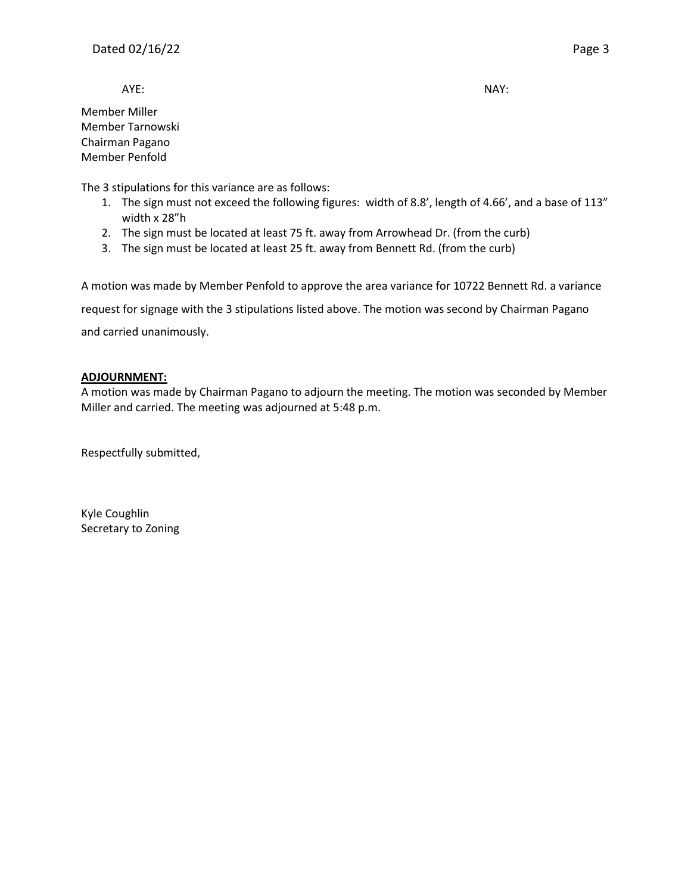AYE: NAY:

Member Miller
Member Tarnowski
Chairman Pagano
Member Penfold

The 3 stipulations for this variance are as follows:

1. The sign must not exceed the following figures: width of 8.8', length of 4.66', and a base of 113" width x 28"h
2. The sign must be located at least 75 ft. away from Arrowhead Dr. (from the curb)
3. The sign must be located at least 25 ft. away from Bennett Rd. (from the curb)

A motion was made by Member Penfold to approve the area variance for 10722 Bennett Rd. a variance request for signage with the 3 stipulations listed above. The motion was second by Chairman Pagano and carried unanimously.

**ADJOURNMENT:**

A motion was made by Chairman Pagano to adjourn the meeting. The motion was seconded by Member Miller and carried. The meeting was adjourned at 5:48 p.m.

Respectfully submitted,

Kyle Coughlin
Secretary to Zoning